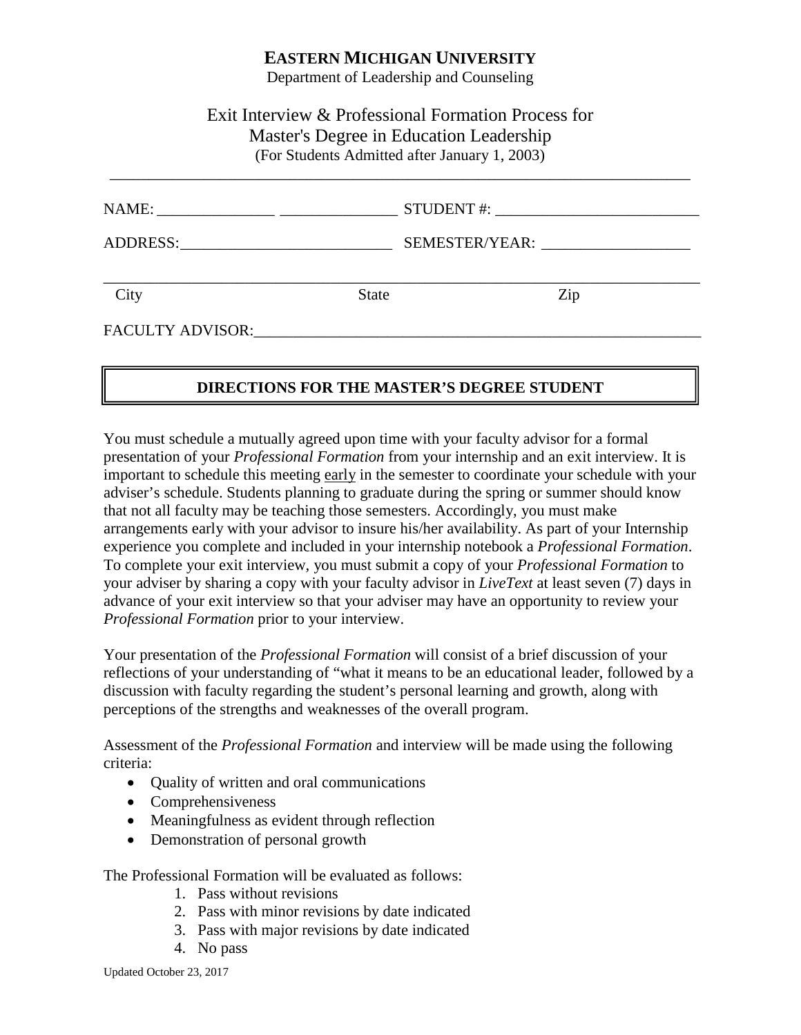# EASTERN MICHIGAN UNIVERSITY

Department of Leadership and Counseling

## Exit Interview & Professional Formation Process for Master's Degree in Education Leadership

(For Students Admitted after January 1, 2003)

---

NAME: _______________ _______________ STUDENT #: __________________________

ADDRESS:___________________________ SEMESTER/YEAR: ___________________

______________________________________________________________________________

City State Zip

FACULTY ADVISOR:___________________________________________________________

### DIRECTIONS FOR THE MASTER'S DEGREE STUDENT

You must schedule a mutually agreed upon time with your faculty advisor for a formal presentation of your *Professional Formation* from your internship and an exit interview. It is important to schedule this meeting early in the semester to coordinate your schedule with your adviser's schedule. Students planning to graduate during the spring or summer should know that not all faculty may be teaching those semesters. Accordingly, you must make arrangements early with your advisor to insure his/her availability. As part of your Internship experience you complete and included in your internship notebook a *Professional Formation*. To complete your exit interview, you must submit a copy of your *Professional Formation* to your adviser by sharing a copy with your faculty advisor in *LiveText* at least seven (7) days in advance of your exit interview so that your adviser may have an opportunity to review your *Professional Formation* prior to your interview.

Your presentation of the *Professional Formation* will consist of a brief discussion of your reflections of your understanding of "what it means to be an educational leader, followed by a discussion with faculty regarding the student's personal learning and growth, along with perceptions of the strengths and weaknesses of the overall program.

Assessment of the *Professional Formation* and interview will be made using the following criteria:

- Quality of written and oral communications
- Comprehensiveness
- Meaningfulness as evident through reflection
- Demonstration of personal growth

The Professional Formation will be evaluated as follows:

1. Pass without revisions
2. Pass with minor revisions by date indicated
3. Pass with major revisions by date indicated
4. No pass

Updated October 23, 2017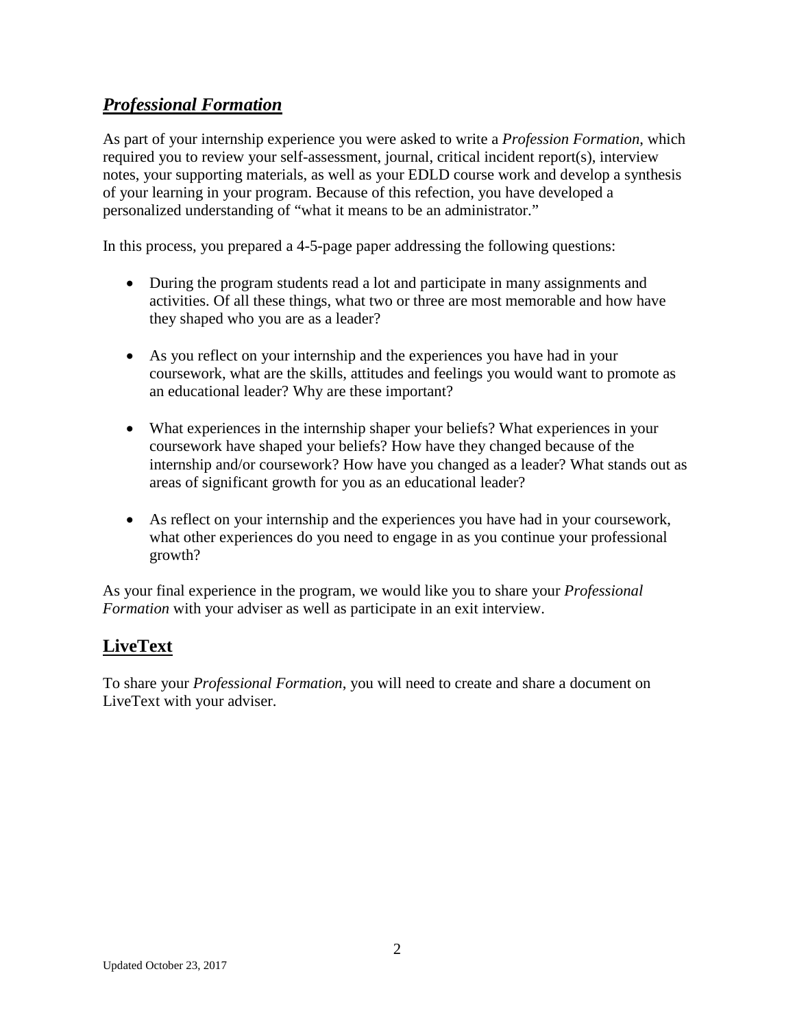## ***Professional Formation***

As part of your internship experience you were asked to write a *Profession Formation*, which required you to review your self-assessment, journal, critical incident report(s), interview notes, your supporting materials, as well as your EDLD course work and develop a synthesis of your learning in your program. Because of this refection, you have developed a personalized understanding of "what it means to be an administrator."

In this process, you prepared a 4-5-page paper addressing the following questions:

- During the program students read a lot and participate in many assignments and activities. Of all these things, what two or three are most memorable and how have they shaped who you are as a leader?

- As you reflect on your internship and the experiences you have had in your coursework, what are the skills, attitudes and feelings you would want to promote as an educational leader? Why are these important?

- What experiences in the internship shaper your beliefs? What experiences in your coursework have shaped your beliefs? How have they changed because of the internship and/or coursework? How have you changed as a leader? What stands out as areas of significant growth for you as an educational leader?

- As reflect on your internship and the experiences you have had in your coursework, what other experiences do you need to engage in as you continue your professional growth?

As your final experience in the program, we would like you to share your *Professional Formation* with your adviser as well as participate in an exit interview.

## **LiveText**

To share your *Professional Formation*, you will need to create and share a document on LiveText with your adviser.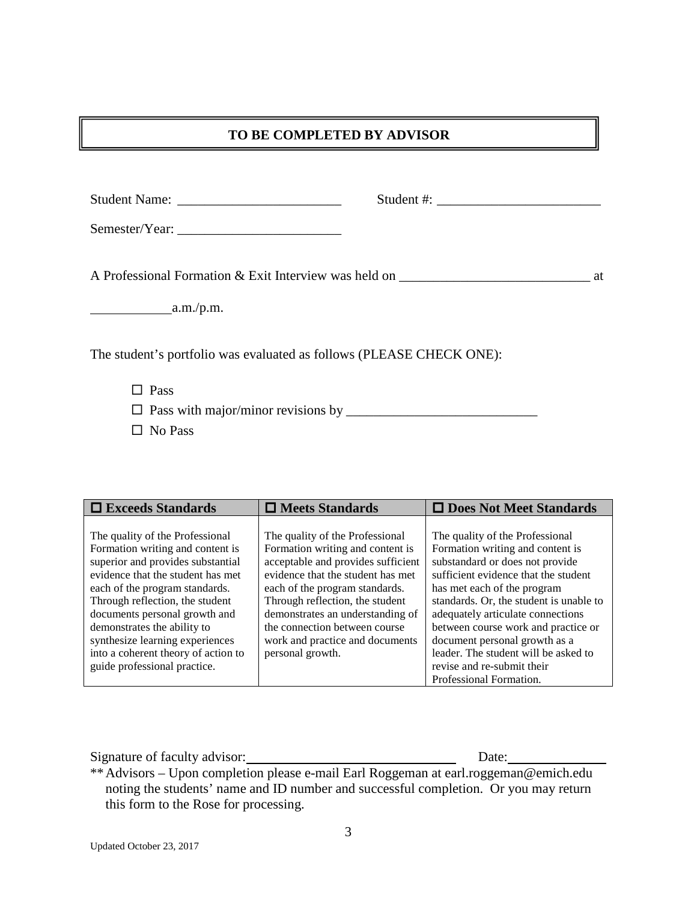## TO BE COMPLETED BY ADVISOR

Student Name: ________________________ Student #: ________________________

Semester/Year: ________________________

A Professional Formation & Exit Interview was held on ____________________________ at ____________a.m./p.m.

The student's portfolio was evaluated as follows (PLEASE CHECK ONE):

- ☐ Pass
- ☐ Pass with major/minor revisions by ____________________________
- ☐ No Pass

| ☐ **Exceeds Standards** | ☐ **Meets Standards** | ☐ **Does Not Meet Standards** |
|---|---|---|
| The quality of the Professional Formation writing and content is superior and provides substantial evidence that the student has met each of the program standards. Through reflection, the student documents personal growth and demonstrates the ability to synthesize learning experiences into a coherent theory of action to guide professional practice. | The quality of the Professional Formation writing and content is acceptable and provides sufficient evidence that the student has met each of the program standards. Through reflection, the student demonstrates an understanding of the connection between course work and practice and documents personal growth. | The quality of the Professional Formation writing and content is substandard or does not provide sufficient evidence that the student has met each of the program standards. Or, the student is unable to adequately articulate connections between course work and practice or document personal growth as a leader. The student will be asked to revise and re-submit their Professional Formation. |

Signature of faculty advisor: ______________________________ Date: ______________

** Advisors – Upon completion please e-mail Earl Roggeman at earl.roggeman@emich.edu noting the students' name and ID number and successful completion. Or you may return this form to the Rose for processing.

Updated October 23, 2017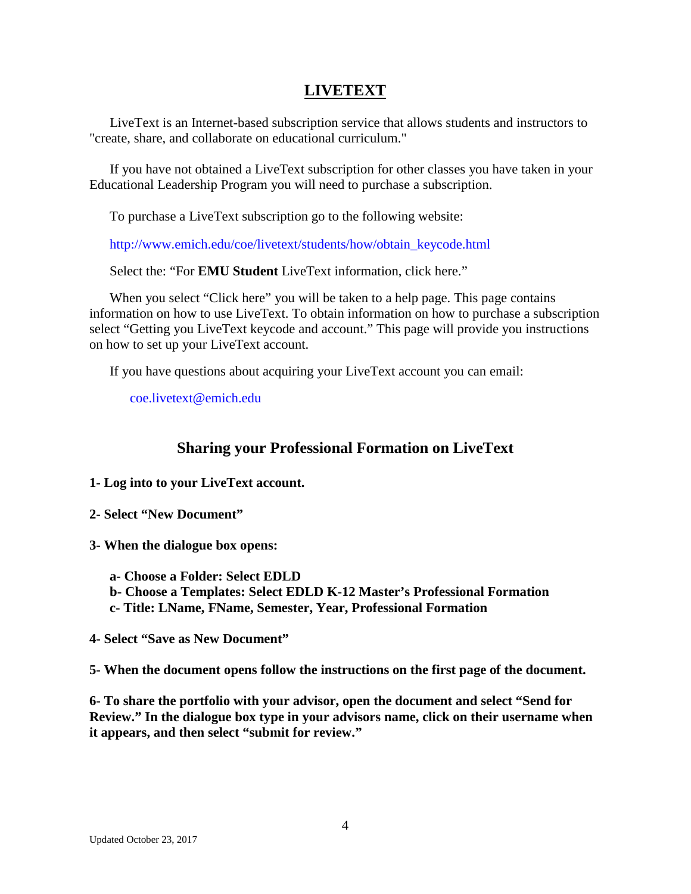# LIVETEXT

LiveText is an Internet-based subscription service that allows students and instructors to "create, share, and collaborate on educational curriculum."

If you have not obtained a LiveText subscription for other classes you have taken in your Educational Leadership Program you will need to purchase a subscription.

To purchase a LiveText subscription go to the following website:

http://www.emich.edu/coe/livetext/students/how/obtain_keycode.html

Select the: "For **EMU Student** LiveText information, click here."

When you select "Click here" you will be taken to a help page. This page contains information on how to use LiveText. To obtain information on how to purchase a subscription select "Getting you LiveText keycode and account." This page will provide you instructions on how to set up your LiveText account.

If you have questions about acquiring your LiveText account you can email:

coe.livetext@emich.edu

## Sharing your Professional Formation on LiveText

**1- Log into to your LiveText account.**

**2- Select "New Document"**

**3- When the dialogue box opens:**

**a- Choose a Folder: Select EDLD**
**b- Choose a Templates: Select EDLD K-12 Master's Professional Formation**
**c- Title: LName, FName, Semester, Year, Professional Formation**

**4- Select "Save as New Document"**

**5- When the document opens follow the instructions on the first page of the document.**

**6- To share the portfolio with your advisor, open the document and select "Send for Review." In the dialogue box type in your advisors name, click on their username when it appears, and then select "submit for review."**

Updated October 23, 2017